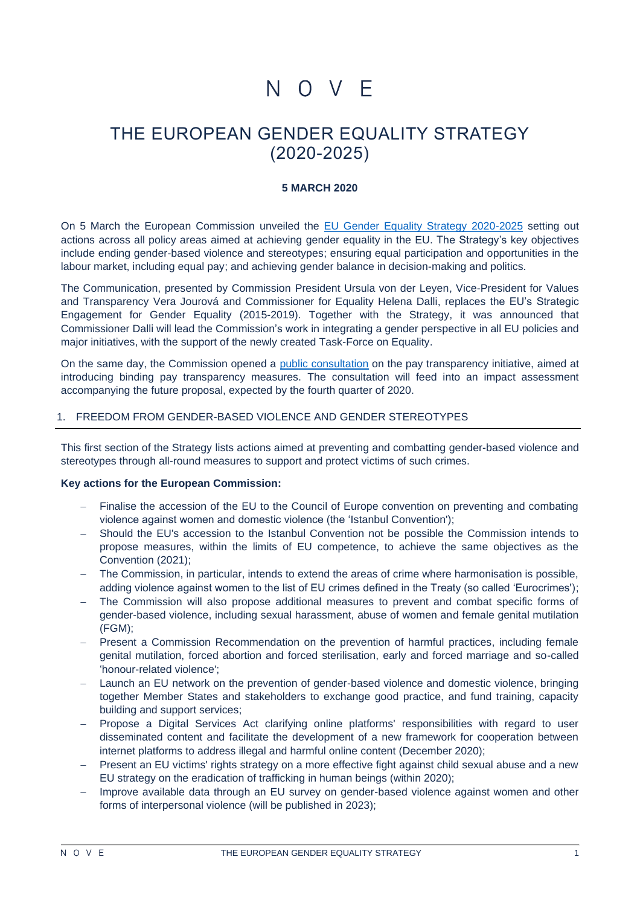# N O V E

## THE EUROPEAN GENDER EQUALITY STRATEGY (2020-2025)

**5 MARCH 2020**

On 5 March the European Commission unveiled the [EU Gender Equality Strategy 2020-2025] setting out actions across all policy areas aimed at achieving gender equality in the EU. The Strategy's key objectives include ending gender-based violence and stereotypes; ensuring equal participation and opportunities in the labour market, including equal pay; and achieving gender balance in decision-making and politics.

The Communication, presented by Commission President Ursula von der Leyen, Vice-President for Values and Transparency Vera Jourová and Commissioner for Equality Helena Dalli, replaces the EU's Strategic Engagement for Gender Equality (2015-2019). Together with the Strategy, it was announced that Commissioner Dalli will lead the Commission's work in integrating a gender perspective in all EU policies and major initiatives, with the support of the newly created Task-Force on Equality.

On the same day, the Commission opened a [public consultation] on the pay transparency initiative, aimed at introducing binding pay transparency measures. The consultation will feed into an impact assessment accompanying the future proposal, expected by the fourth quarter of 2020.

### 1. FREEDOM FROM GENDER-BASED VIOLENCE AND GENDER STEREOTYPES

This first section of the Strategy lists actions aimed at preventing and combatting gender-based violence and stereotypes through all-round measures to support and protect victims of such crimes.

**Key actions for the European Commission:**

- Finalise the accession of the EU to the Council of Europe convention on preventing and combating violence against women and domestic violence (the 'Istanbul Convention');
- Should the EU's accession to the Istanbul Convention not be possible the Commission intends to propose measures, within the limits of EU competence, to achieve the same objectives as the Convention (2021);
- The Commission, in particular, intends to extend the areas of crime where harmonisation is possible, adding violence against women to the list of EU crimes defined in the Treaty (so called 'Eurocrimes');
- The Commission will also propose additional measures to prevent and combat specific forms of gender-based violence, including sexual harassment, abuse of women and female genital mutilation (FGM);
- Present a Commission Recommendation on the prevention of harmful practices, including female genital mutilation, forced abortion and forced sterilisation, early and forced marriage and so-called 'honour-related violence';
- Launch an EU network on the prevention of gender-based violence and domestic violence, bringing together Member States and stakeholders to exchange good practice, and fund training, capacity building and support services;
- Propose a Digital Services Act clarifying online platforms' responsibilities with regard to user disseminated content and facilitate the development of a new framework for cooperation between internet platforms to address illegal and harmful online content (December 2020);
- Present an EU victims' rights strategy on a more effective fight against child sexual abuse and a new EU strategy on the eradication of trafficking in human beings (within 2020);
- Improve available data through an EU survey on gender-based violence against women and other forms of interpersonal violence (will be published in 2023);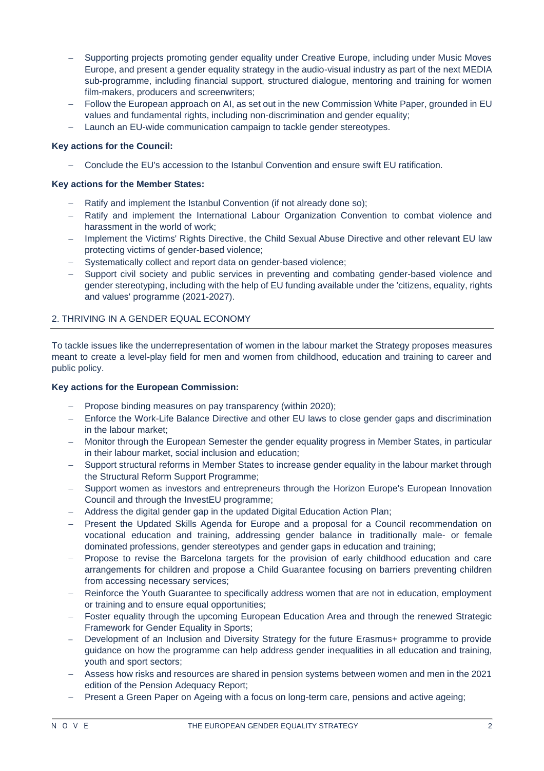- Supporting projects promoting gender equality under Creative Europe, including under Music Moves Europe, and present a gender equality strategy in the audio-visual industry as part of the next MEDIA sub-programme, including financial support, structured dialogue, mentoring and training for women film-makers, producers and screenwriters;
- Follow the European approach on AI, as set out in the new Commission White Paper, grounded in EU values and fundamental rights, including non-discrimination and gender equality;
- Launch an EU-wide communication campaign to tackle gender stereotypes.

**Key actions for the Council:**

- Conclude the EU's accession to the Istanbul Convention and ensure swift EU ratification.

**Key actions for the Member States:**

- Ratify and implement the Istanbul Convention (if not already done so);
- Ratify and implement the International Labour Organization Convention to combat violence and harassment in the world of work;
- Implement the Victims' Rights Directive, the Child Sexual Abuse Directive and other relevant EU law protecting victims of gender-based violence;
- Systematically collect and report data on gender-based violence;
- Support civil society and public services in preventing and combating gender-based violence and gender stereotyping, including with the help of EU funding available under the 'citizens, equality, rights and values' programme (2021-2027).

## 2. THRIVING IN A GENDER EQUAL ECONOMY

To tackle issues like the underrepresentation of women in the labour market the Strategy proposes measures meant to create a level-play field for men and women from childhood, education and training to career and public policy.

**Key actions for the European Commission:**

- Propose binding measures on pay transparency (within 2020);
- Enforce the Work-Life Balance Directive and other EU laws to close gender gaps and discrimination in the labour market;
- Monitor through the European Semester the gender equality progress in Member States, in particular in their labour market, social inclusion and education;
- Support structural reforms in Member States to increase gender equality in the labour market through the Structural Reform Support Programme;
- Support women as investors and entrepreneurs through the Horizon Europe's European Innovation Council and through the InvestEU programme;
- Address the digital gender gap in the updated Digital Education Action Plan;
- Present the Updated Skills Agenda for Europe and a proposal for a Council recommendation on vocational education and training, addressing gender balance in traditionally male- or female dominated professions, gender stereotypes and gender gaps in education and training;
- Propose to revise the Barcelona targets for the provision of early childhood education and care arrangements for children and propose a Child Guarantee focusing on barriers preventing children from accessing necessary services;
- Reinforce the Youth Guarantee to specifically address women that are not in education, employment or training and to ensure equal opportunities;
- Foster equality through the upcoming European Education Area and through the renewed Strategic Framework for Gender Equality in Sports;
- Development of an Inclusion and Diversity Strategy for the future Erasmus+ programme to provide guidance on how the programme can help address gender inequalities in all education and training, youth and sport sectors;
- Assess how risks and resources are shared in pension systems between women and men in the 2021 edition of the Pension Adequacy Report;
- Present a Green Paper on Ageing with a focus on long-term care, pensions and active ageing;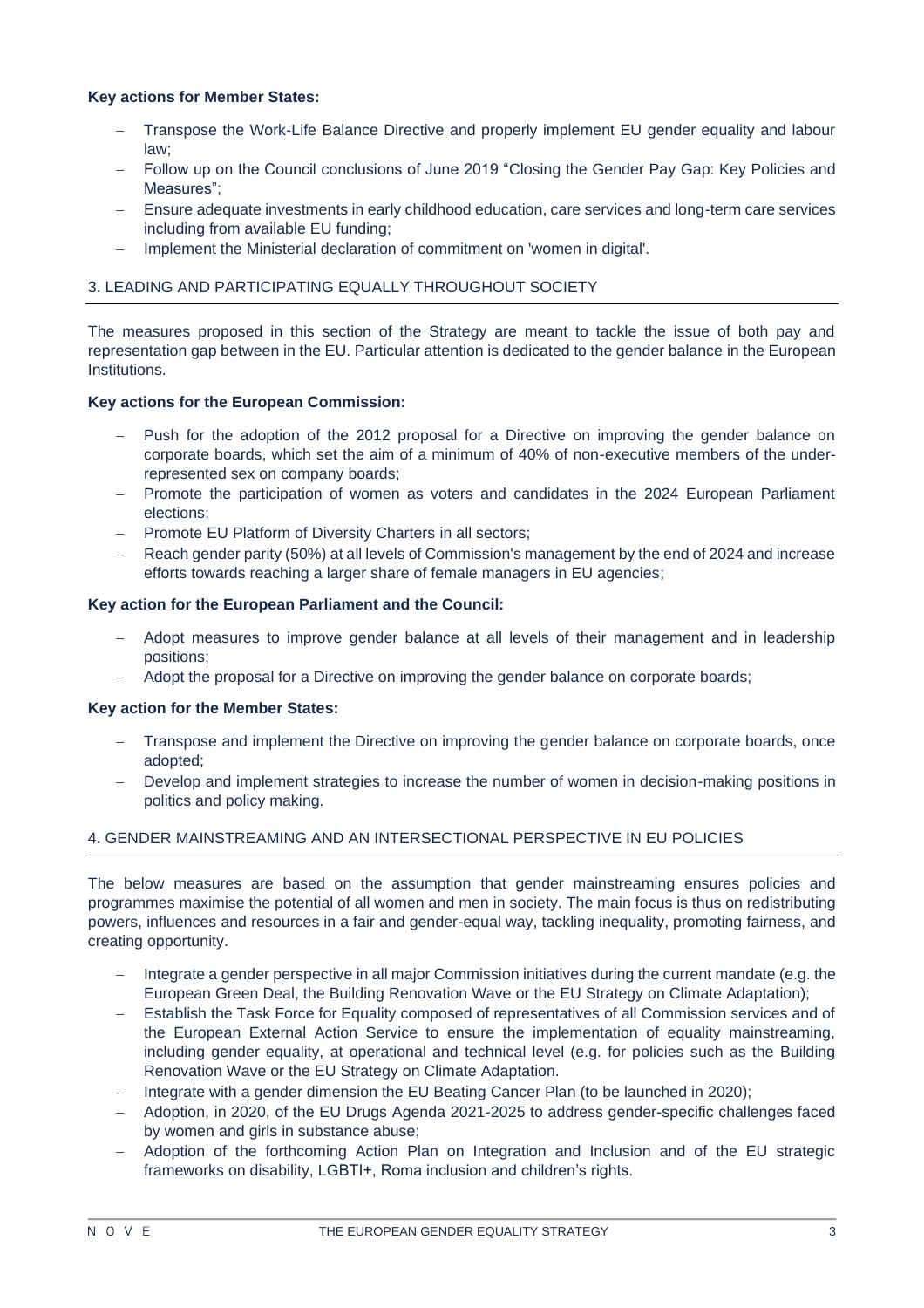**Key actions for Member States:**

- Transpose the Work-Life Balance Directive and properly implement EU gender equality and labour law;
- Follow up on the Council conclusions of June 2019 "Closing the Gender Pay Gap: Key Policies and Measures";
- Ensure adequate investments in early childhood education, care services and long-term care services including from available EU funding;
- Implement the Ministerial declaration of commitment on 'women in digital'.

## 3. LEADING AND PARTICIPATING EQUALLY THROUGHOUT SOCIETY

The measures proposed in this section of the Strategy are meant to tackle the issue of both pay and representation gap between in the EU. Particular attention is dedicated to the gender balance in the European Institutions.

**Key actions for the European Commission:**

- Push for the adoption of the 2012 proposal for a Directive on improving the gender balance on corporate boards, which set the aim of a minimum of 40% of non-executive members of the under-represented sex on company boards;
- Promote the participation of women as voters and candidates in the 2024 European Parliament elections;
- Promote EU Platform of Diversity Charters in all sectors;
- Reach gender parity (50%) at all levels of Commission's management by the end of 2024 and increase efforts towards reaching a larger share of female managers in EU agencies;

**Key action for the European Parliament and the Council:**

- Adopt measures to improve gender balance at all levels of their management and in leadership positions;
- Adopt the proposal for a Directive on improving the gender balance on corporate boards;

**Key action for the Member States:**

- Transpose and implement the Directive on improving the gender balance on corporate boards, once adopted;
- Develop and implement strategies to increase the number of women in decision-making positions in politics and policy making.

## 4. GENDER MAINSTREAMING AND AN INTERSECTIONAL PERSPECTIVE IN EU POLICIES

The below measures are based on the assumption that gender mainstreaming ensures policies and programmes maximise the potential of all women and men in society. The main focus is thus on redistributing powers, influences and resources in a fair and gender-equal way, tackling inequality, promoting fairness, and creating opportunity.

- Integrate a gender perspective in all major Commission initiatives during the current mandate (e.g. the European Green Deal, the Building Renovation Wave or the EU Strategy on Climate Adaptation);
- Establish the Task Force for Equality composed of representatives of all Commission services and of the European External Action Service to ensure the implementation of equality mainstreaming, including gender equality, at operational and technical level (e.g. for policies such as the Building Renovation Wave or the EU Strategy on Climate Adaptation.
- Integrate with a gender dimension the EU Beating Cancer Plan (to be launched in 2020);
- Adoption, in 2020, of the EU Drugs Agenda 2021-2025 to address gender-specific challenges faced by women and girls in substance abuse;
- Adoption of the forthcoming Action Plan on Integration and Inclusion and of the EU strategic frameworks on disability, LGBTI+, Roma inclusion and children's rights.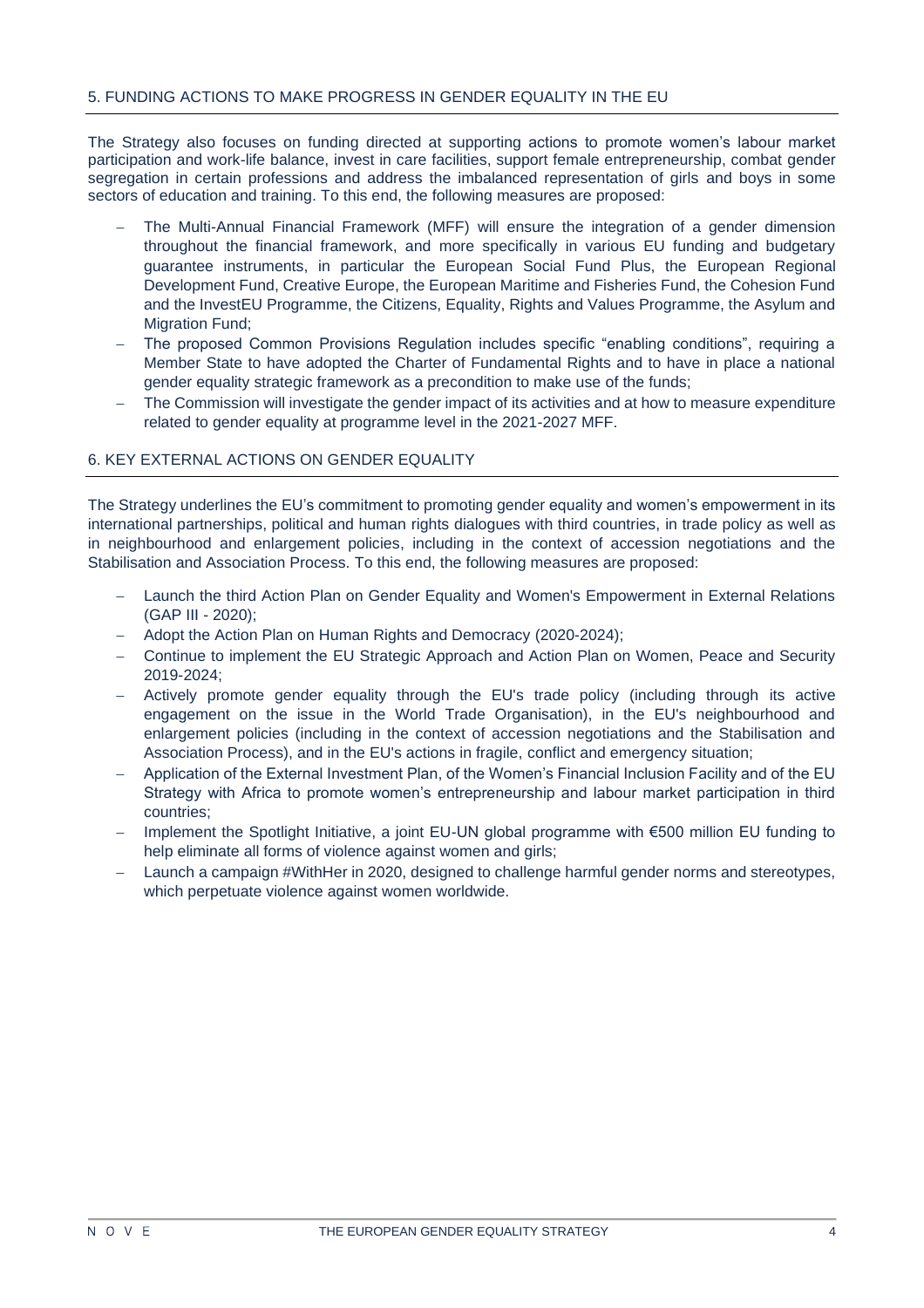## 5. FUNDING ACTIONS TO MAKE PROGRESS IN GENDER EQUALITY IN THE EU

The Strategy also focuses on funding directed at supporting actions to promote women's labour market participation and work-life balance, invest in care facilities, support female entrepreneurship, combat gender segregation in certain professions and address the imbalanced representation of girls and boys in some sectors of education and training. To this end, the following measures are proposed:

- The Multi-Annual Financial Framework (MFF) will ensure the integration of a gender dimension throughout the financial framework, and more specifically in various EU funding and budgetary guarantee instruments, in particular the European Social Fund Plus, the European Regional Development Fund, Creative Europe, the European Maritime and Fisheries Fund, the Cohesion Fund and the InvestEU Programme, the Citizens, Equality, Rights and Values Programme, the Asylum and Migration Fund;
- The proposed Common Provisions Regulation includes specific "enabling conditions", requiring a Member State to have adopted the Charter of Fundamental Rights and to have in place a national gender equality strategic framework as a precondition to make use of the funds;
- The Commission will investigate the gender impact of its activities and at how to measure expenditure related to gender equality at programme level in the 2021-2027 MFF.

## 6. KEY EXTERNAL ACTIONS ON GENDER EQUALITY

The Strategy underlines the EU's commitment to promoting gender equality and women's empowerment in its international partnerships, political and human rights dialogues with third countries, in trade policy as well as in neighbourhood and enlargement policies, including in the context of accession negotiations and the Stabilisation and Association Process. To this end, the following measures are proposed:

- Launch the third Action Plan on Gender Equality and Women's Empowerment in External Relations (GAP III - 2020);
- Adopt the Action Plan on Human Rights and Democracy (2020-2024);
- Continue to implement the EU Strategic Approach and Action Plan on Women, Peace and Security 2019-2024;
- Actively promote gender equality through the EU's trade policy (including through its active engagement on the issue in the World Trade Organisation), in the EU's neighbourhood and enlargement policies (including in the context of accession negotiations and the Stabilisation and Association Process), and in the EU's actions in fragile, conflict and emergency situation;
- Application of the External Investment Plan, of the Women's Financial Inclusion Facility and of the EU Strategy with Africa to promote women's entrepreneurship and labour market participation in third countries;
- Implement the Spotlight Initiative, a joint EU-UN global programme with €500 million EU funding to help eliminate all forms of violence against women and girls;
- Launch a campaign #WithHer in 2020, designed to challenge harmful gender norms and stereotypes, which perpetuate violence against women worldwide.